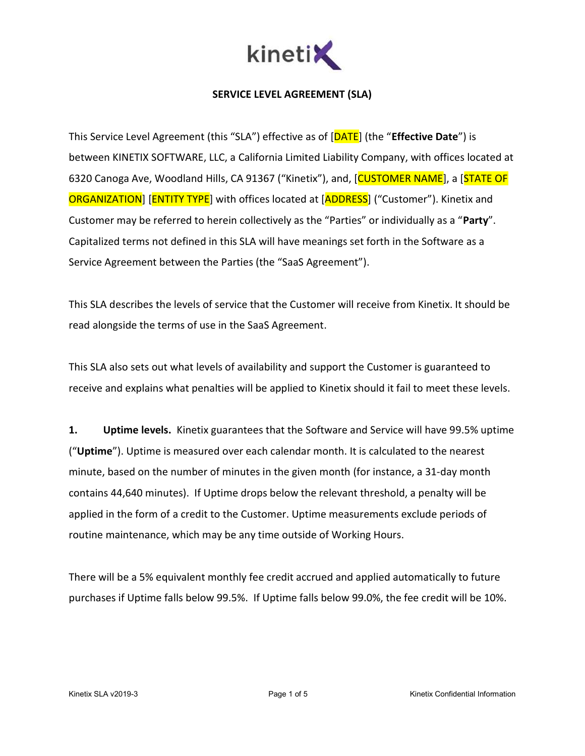## SERVICE LEVEL AGREEMENT (SLA)

This Service Level Agreement (this "SLA") effective as of [DATE] (the "**Effective Date**") is between KINETIX SOFTWARE, LLC, a California Limited Liability Company, with offices located at 6320 Canoga Ave, Woodland Hills, CA 91367 ("Kinetix"), and, [CUSTOMER NAME], a [STATE OF ORGANIZATION] [ENTITY TYPE] with offices located at [ADDRESS] ("Customer"). Kinetix and Customer may be referred to herein collectively as the "Parties" or individually as a "**Party**". Capitalized terms not defined in this SLA will have meanings set forth in the Software as a Service Agreement between the Parties (the "SaaS Agreement").

This SLA describes the levels of service that the Customer will receive from Kinetix. It should be read alongside the terms of use in the SaaS Agreement.

This SLA also sets out what levels of availability and support the Customer is guaranteed to receive and explains what penalties will be applied to Kinetix should it fail to meet these levels.

**1. Uptime levels.** Kinetix guarantees that the Software and Service will have 99.5% uptime ("**Uptime**"). Uptime is measured over each calendar month. It is calculated to the nearest minute, based on the number of minutes in the given month (for instance, a 31-day month contains 44,640 minutes). If Uptime drops below the relevant threshold, a penalty will be applied in the form of a credit to the Customer. Uptime measurements exclude periods of routine maintenance, which may be any time outside of Working Hours.

There will be a 5% equivalent monthly fee credit accrued and applied automatically to future purchases if Uptime falls below 99.5%. If Uptime falls below 99.0%, the fee credit will be 10%.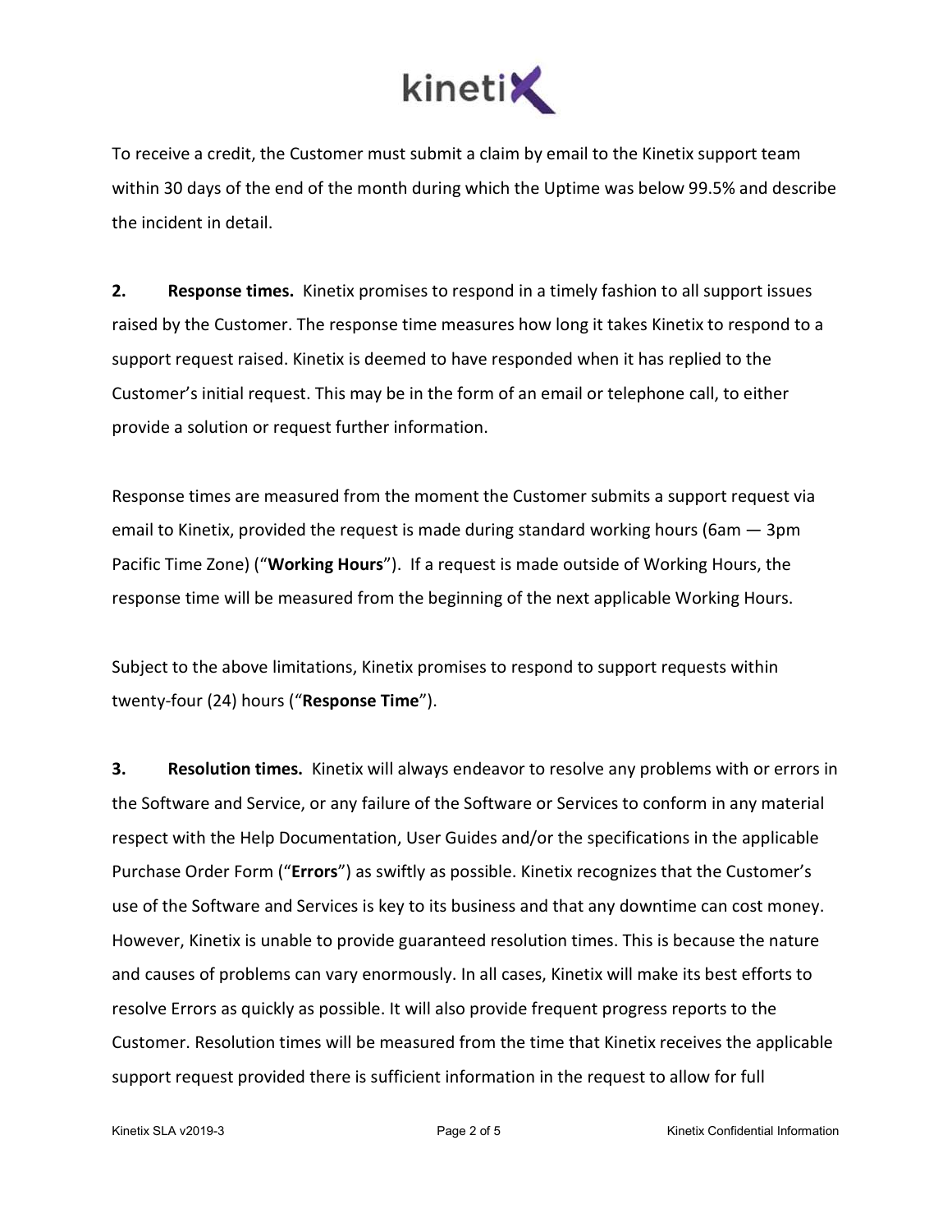To receive a credit, the Customer must submit a claim by email to the Kinetix support team within 30 days of the end of the month during which the Uptime was below 99.5% and describe the incident in detail.

**2. Response times.** Kinetix promises to respond in a timely fashion to all support issues raised by the Customer. The response time measures how long it takes Kinetix to respond to a support request raised. Kinetix is deemed to have responded when it has replied to the Customer's initial request. This may be in the form of an email or telephone call, to either provide a solution or request further information.

Response times are measured from the moment the Customer submits a support request via email to Kinetix, provided the request is made during standard working hours (6am — 3pm Pacific Time Zone) ("**Working Hours**"). If a request is made outside of Working Hours, the response time will be measured from the beginning of the next applicable Working Hours.

Subject to the above limitations, Kinetix promises to respond to support requests within twenty-four (24) hours ("**Response Time**").

**3. Resolution times.** Kinetix will always endeavor to resolve any problems with or errors in the Software and Service, or any failure of the Software or Services to conform in any material respect with the Help Documentation, User Guides and/or the specifications in the applicable Purchase Order Form ("**Errors**") as swiftly as possible. Kinetix recognizes that the Customer's use of the Software and Services is key to its business and that any downtime can cost money. However, Kinetix is unable to provide guaranteed resolution times. This is because the nature and causes of problems can vary enormously. In all cases, Kinetix will make its best efforts to resolve Errors as quickly as possible. It will also provide frequent progress reports to the Customer. Resolution times will be measured from the time that Kinetix receives the applicable support request provided there is sufficient information in the request to allow for full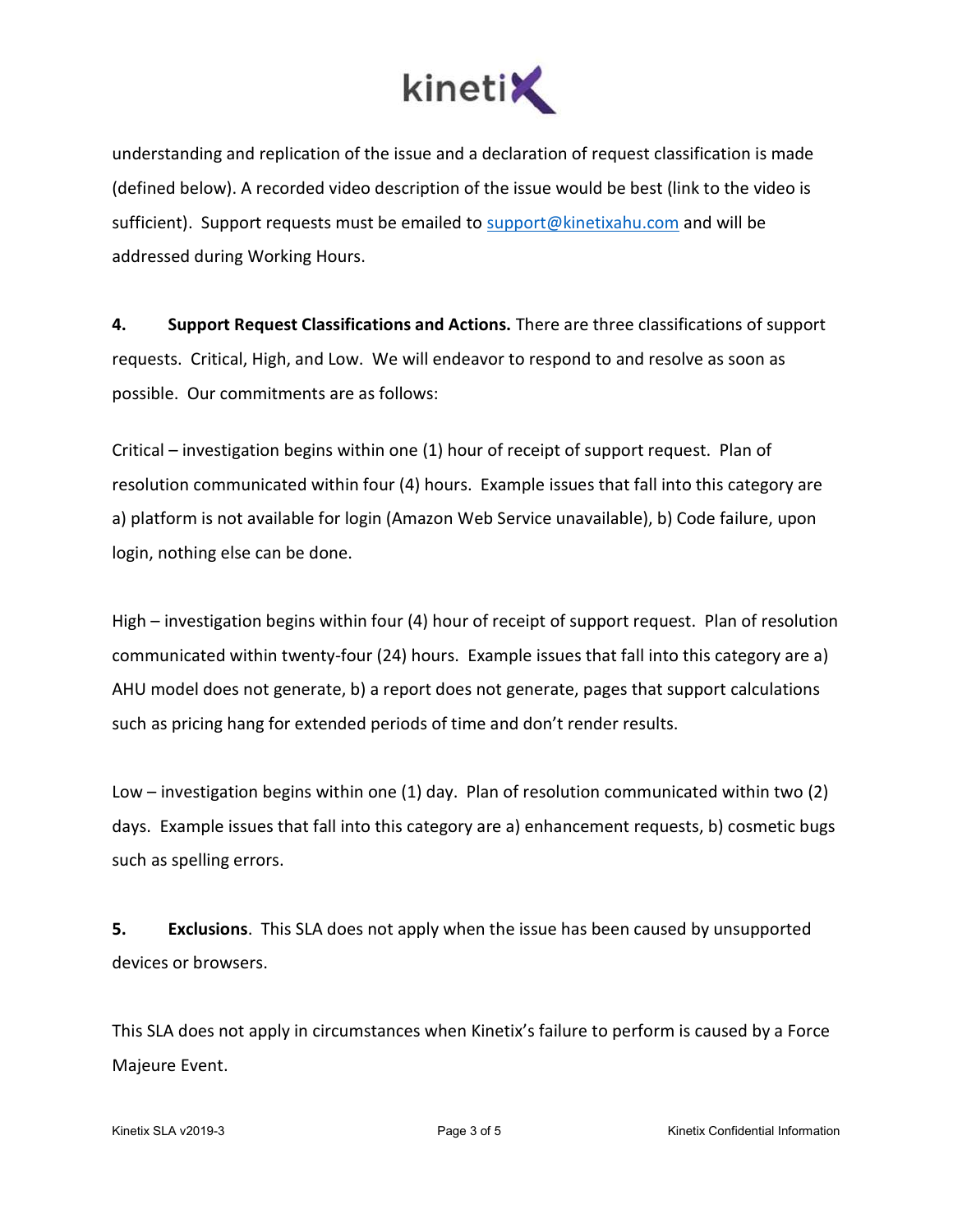understanding and replication of the issue and a declaration of request classification is made (defined below). A recorded video description of the issue would be best (link to the video is sufficient). Support requests must be emailed to support@kinetixahu.com and will be addressed during Working Hours.

**4. Support Request Classifications and Actions.** There are three classifications of support requests. Critical, High, and Low. We will endeavor to respond to and resolve as soon as possible. Our commitments are as follows:

Critical – investigation begins within one (1) hour of receipt of support request. Plan of resolution communicated within four (4) hours. Example issues that fall into this category are a) platform is not available for login (Amazon Web Service unavailable), b) Code failure, upon login, nothing else can be done.

High – investigation begins within four (4) hour of receipt of support request. Plan of resolution communicated within twenty-four (24) hours. Example issues that fall into this category are a) AHU model does not generate, b) a report does not generate, pages that support calculations such as pricing hang for extended periods of time and don't render results.

Low – investigation begins within one (1) day. Plan of resolution communicated within two (2) days. Example issues that fall into this category are a) enhancement requests, b) cosmetic bugs such as spelling errors.

**5. Exclusions**. This SLA does not apply when the issue has been caused by unsupported devices or browsers.

This SLA does not apply in circumstances when Kinetix's failure to perform is caused by a Force Majeure Event.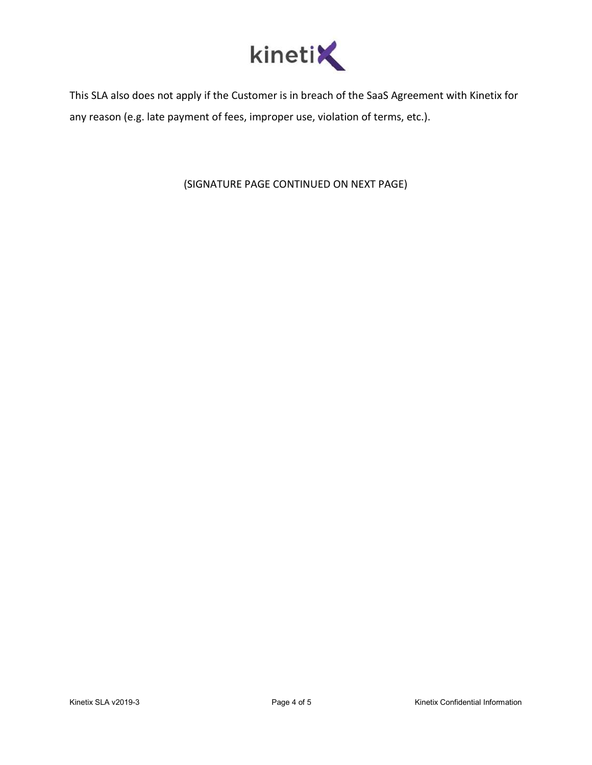This SLA also does not apply if the Customer is in breach of the SaaS Agreement with Kinetix for any reason (e.g. late payment of fees, improper use, violation of terms, etc.).

(SIGNATURE PAGE CONTINUED ON NEXT PAGE)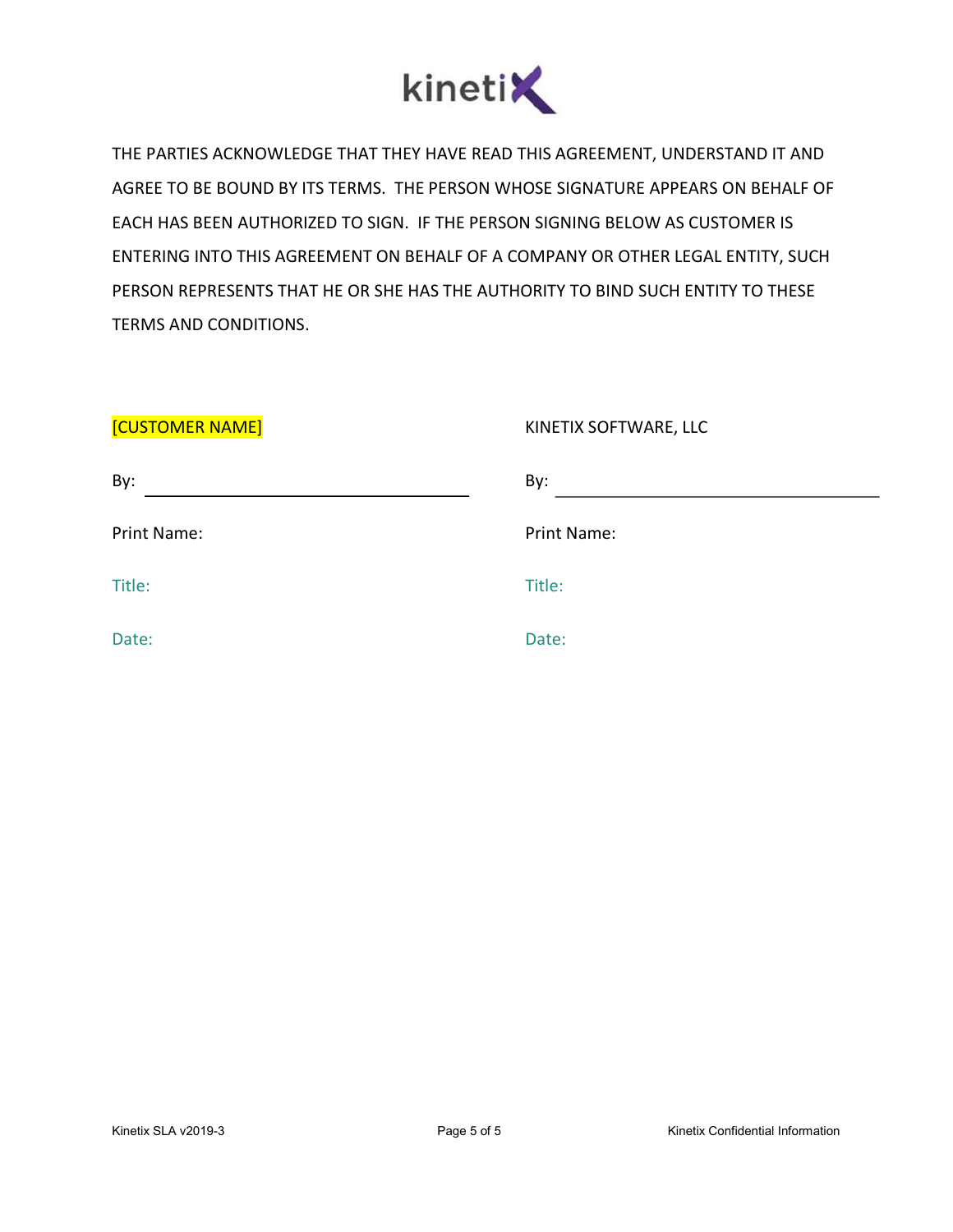THE PARTIES ACKNOWLEDGE THAT THEY HAVE READ THIS AGREEMENT, UNDERSTAND IT AND AGREE TO BE BOUND BY ITS TERMS. THE PERSON WHOSE SIGNATURE APPEARS ON BEHALF OF EACH HAS BEEN AUTHORIZED TO SIGN. IF THE PERSON SIGNING BELOW AS CUSTOMER IS ENTERING INTO THIS AGREEMENT ON BEHALF OF A COMPANY OR OTHER LEGAL ENTITY, SUCH PERSON REPRESENTS THAT HE OR SHE HAS THE AUTHORITY TO BIND SUCH ENTITY TO THESE TERMS AND CONDITIONS.

| [CUSTOMER NAME] | KINETIX SOFTWARE, LLC |
|---|---|
| By: ______________________ | By: ______________________ |
| Print Name: | Print Name: |
| Title: | Title: |
| Date: | Date: |